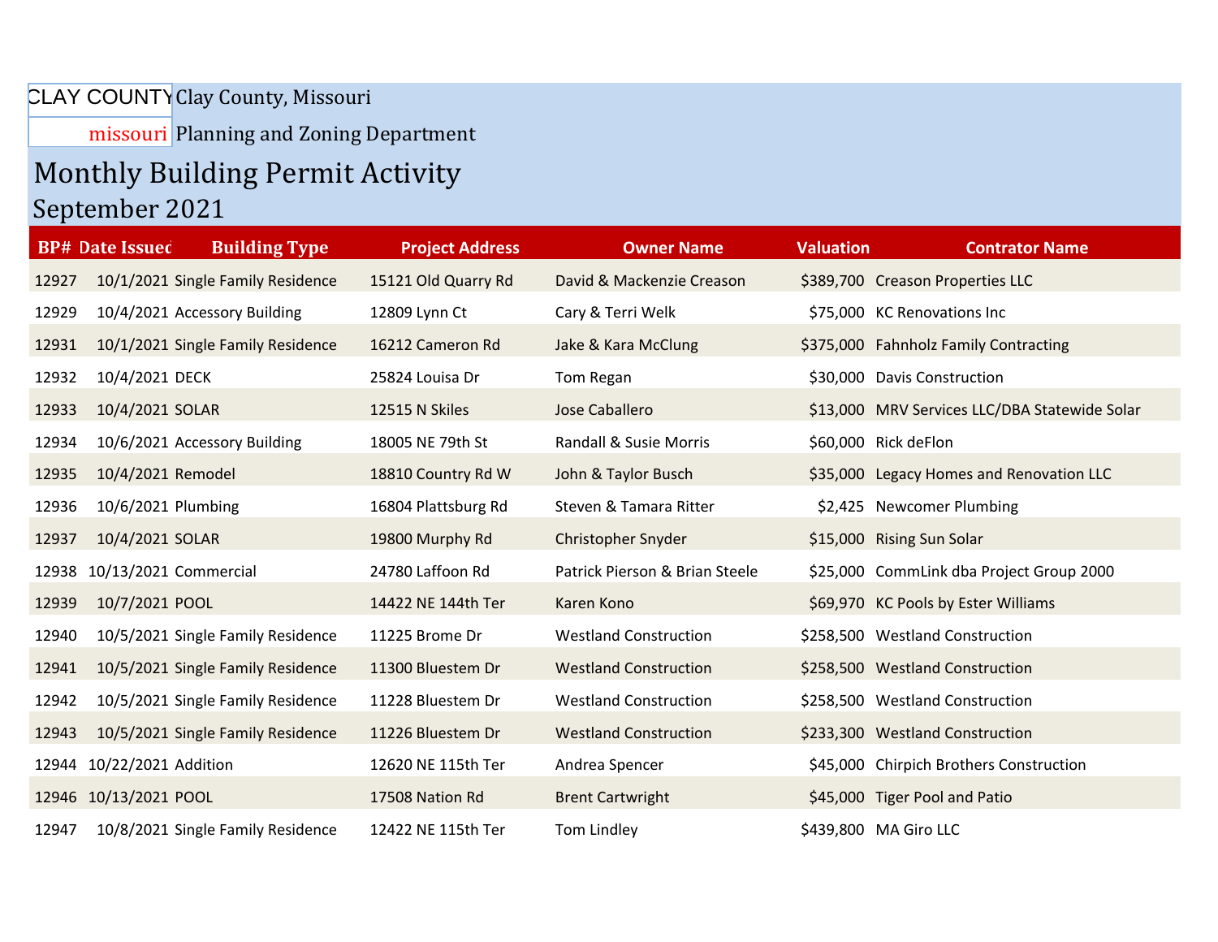CLAY COUNTY missouri

Clay County, Missouri

Planning and Zoning Department

# Monthly Building Permit Activity

## September 2021

| BP# | Date Issued | Building Type | Project Address | Owner Name | Valuation | Contrator Name |
|---|---|---|---|---|---|---|
| 12927 | 10/1/2021 | Single Family Residence | 15121 Old Quarry Rd | David & Mackenzie Creason | $389,700 | Creason Properties LLC |
| 12929 | 10/4/2021 | Accessory Building | 12809 Lynn Ct | Cary & Terri Welk | $75,000 | KC Renovations Inc |
| 12931 | 10/1/2021 | Single Family Residence | 16212 Cameron Rd | Jake & Kara McClung | $375,000 | Fahnholz Family Contracting |
| 12932 | 10/4/2021 | DECK | 25824 Louisa Dr | Tom Regan | $30,000 | Davis Construction |
| 12933 | 10/4/2021 | SOLAR | 12515 N Skiles | Jose Caballero | $13,000 | MRV Services LLC/DBA Statewide Solar |
| 12934 | 10/6/2021 | Accessory Building | 18005 NE 79th St | Randall & Susie Morris | $60,000 | Rick deFlon |
| 12935 | 10/4/2021 | Remodel | 18810 Country Rd W | John & Taylor Busch | $35,000 | Legacy Homes and Renovation LLC |
| 12936 | 10/6/2021 | Plumbing | 16804 Plattsburg Rd | Steven & Tamara Ritter | $2,425 | Newcomer Plumbing |
| 12937 | 10/4/2021 | SOLAR | 19800 Murphy Rd | Christopher Snyder | $15,000 | Rising Sun Solar |
| 12938 | 10/13/2021 | Commercial | 24780 Laffoon Rd | Patrick Pierson & Brian Steele | $25,000 | CommLink dba Project Group 2000 |
| 12939 | 10/7/2021 | POOL | 14422 NE 144th Ter | Karen Kono | $69,970 | KC Pools by Ester Williams |
| 12940 | 10/5/2021 | Single Family Residence | 11225 Brome Dr | Westland Construction | $258,500 | Westland Construction |
| 12941 | 10/5/2021 | Single Family Residence | 11300 Bluestem Dr | Westland Construction | $258,500 | Westland Construction |
| 12942 | 10/5/2021 | Single Family Residence | 11228 Bluestem Dr | Westland Construction | $258,500 | Westland Construction |
| 12943 | 10/5/2021 | Single Family Residence | 11226 Bluestem Dr | Westland Construction | $233,300 | Westland Construction |
| 12944 | 10/22/2021 | Addition | 12620 NE 115th Ter | Andrea Spencer | $45,000 | Chirpich Brothers Construction |
| 12946 | 10/13/2021 | POOL | 17508 Nation Rd | Brent Cartwright | $45,000 | Tiger Pool and Patio |
| 12947 | 10/8/2021 | Single Family Residence | 12422 NE 115th Ter | Tom Lindley | $439,800 | MA Giro LLC |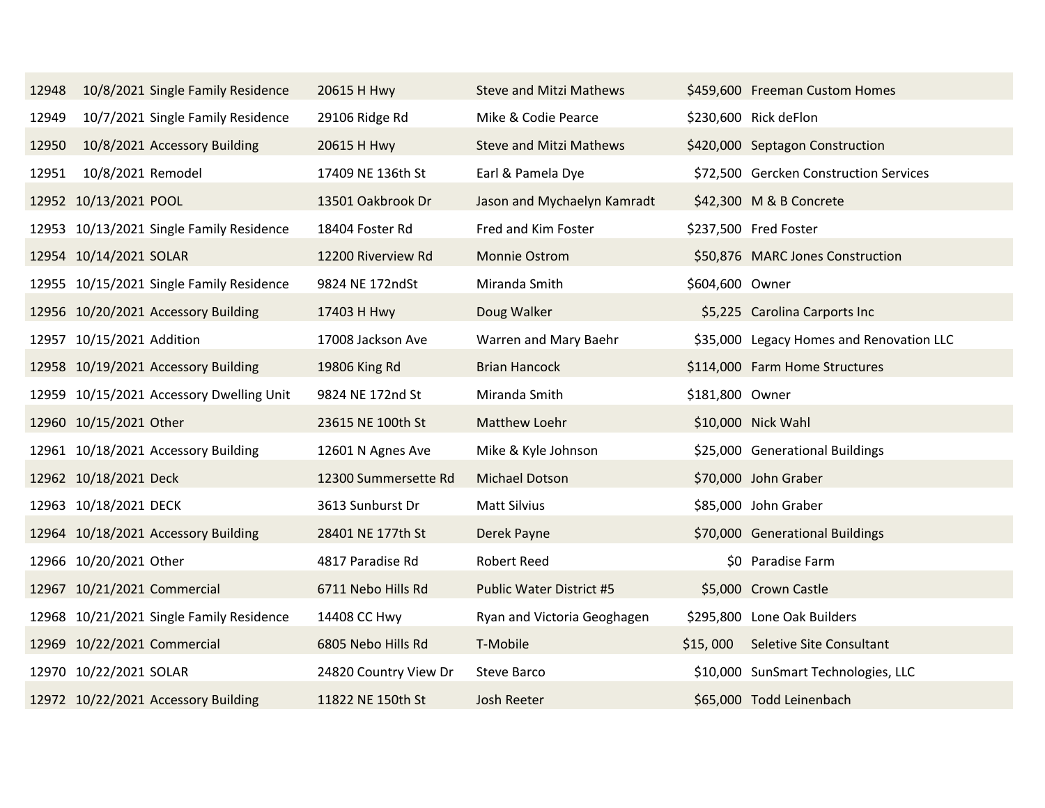| | | | | | | |
|---|---|---|---|---|---|---|
| 12948 | 10/8/2021 | Single Family Residence | 20615 H Hwy | Steve and Mitzi Mathews | $459,600 | Freeman Custom Homes |
| 12949 | 10/7/2021 | Single Family Residence | 29106 Ridge Rd | Mike & Codie Pearce | $230,600 | Rick deFlon |
| 12950 | 10/8/2021 | Accessory Building | 20615 H Hwy | Steve and Mitzi Mathews | $420,000 | Septagon Construction |
| 12951 | 10/8/2021 | Remodel | 17409 NE 136th St | Earl & Pamela Dye | $72,500 | Gercken Construction Services |
| 12952 | 10/13/2021 | POOL | 13501 Oakbrook Dr | Jason and Mychaelyn Kamradt | $42,300 | M & B Concrete |
| 12953 | 10/13/2021 | Single Family Residence | 18404 Foster Rd | Fred and Kim Foster | $237,500 | Fred Foster |
| 12954 | 10/14/2021 | SOLAR | 12200 Riverview Rd | Monnie Ostrom | $50,876 | MARC Jones Construction |
| 12955 | 10/15/2021 | Single Family Residence | 9824 NE 172ndSt | Miranda Smith | $604,600 | Owner |
| 12956 | 10/20/2021 | Accessory Building | 17403 H Hwy | Doug Walker | $5,225 | Carolina Carports Inc |
| 12957 | 10/15/2021 | Addition | 17008 Jackson Ave | Warren and Mary Baehr | $35,000 | Legacy Homes and Renovation LLC |
| 12958 | 10/19/2021 | Accessory Building | 19806 King Rd | Brian Hancock | $114,000 | Farm Home Structures |
| 12959 | 10/15/2021 | Accessory Dwelling Unit | 9824 NE 172nd St | Miranda Smith | $181,800 | Owner |
| 12960 | 10/15/2021 | Other | 23615 NE 100th St | Matthew Loehr | $10,000 | Nick Wahl |
| 12961 | 10/18/2021 | Accessory Building | 12601 N Agnes Ave | Mike & Kyle Johnson | $25,000 | Generational Buildings |
| 12962 | 10/18/2021 | Deck | 12300 Summersette Rd | Michael Dotson | $70,000 | John Graber |
| 12963 | 10/18/2021 | DECK | 3613 Sunburst Dr | Matt Silvius | $85,000 | John Graber |
| 12964 | 10/18/2021 | Accessory Building | 28401 NE 177th St | Derek Payne | $70,000 | Generational Buildings |
| 12966 | 10/20/2021 | Other | 4817 Paradise Rd | Robert Reed | $0 | Paradise Farm |
| 12967 | 10/21/2021 | Commercial | 6711 Nebo Hills Rd | Public Water District #5 | $5,000 | Crown Castle |
| 12968 | 10/21/2021 | Single Family Residence | 14408 CC Hwy | Ryan and Victoria Geoghagen | $295,800 | Lone Oak Builders |
| 12969 | 10/22/2021 | Commercial | 6805 Nebo Hills Rd | T-Mobile | $15, 000 | Seletive Site Consultant |
| 12970 | 10/22/2021 | SOLAR | 24820 Country View Dr | Steve Barco | $10,000 | SunSmart Technologies, LLC |
| 12972 | 10/22/2021 | Accessory Building | 11822 NE 150th St | Josh Reeter | $65,000 | Todd Leinenbach |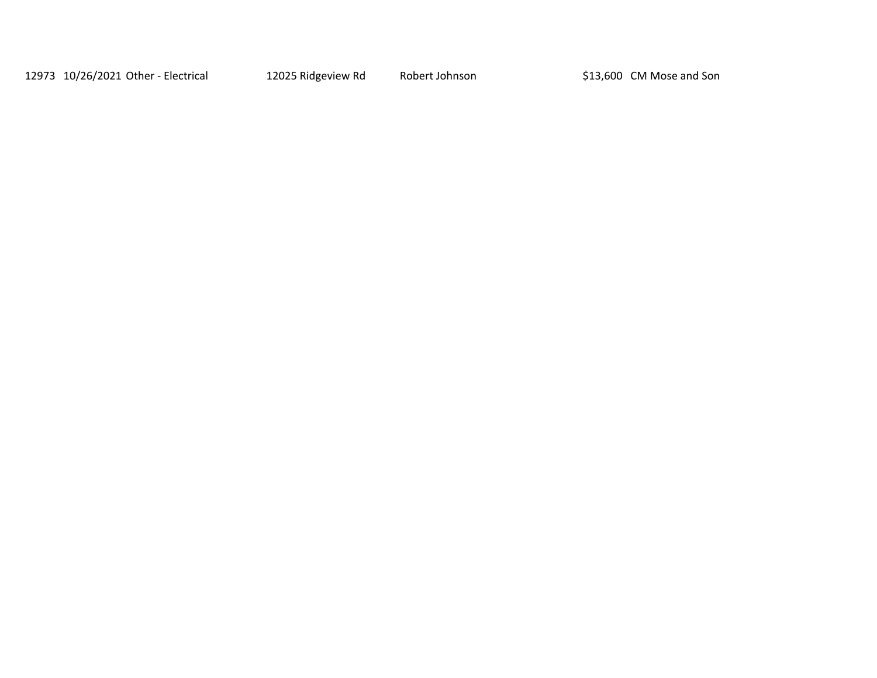| | | | | | | |
|---|---|---|---|---|---|---|
| 12973 | 10/26/2021 | Other - Electrical | 12025 Ridgeview Rd | Robert Johnson | $13,600 | CM Mose and Son |